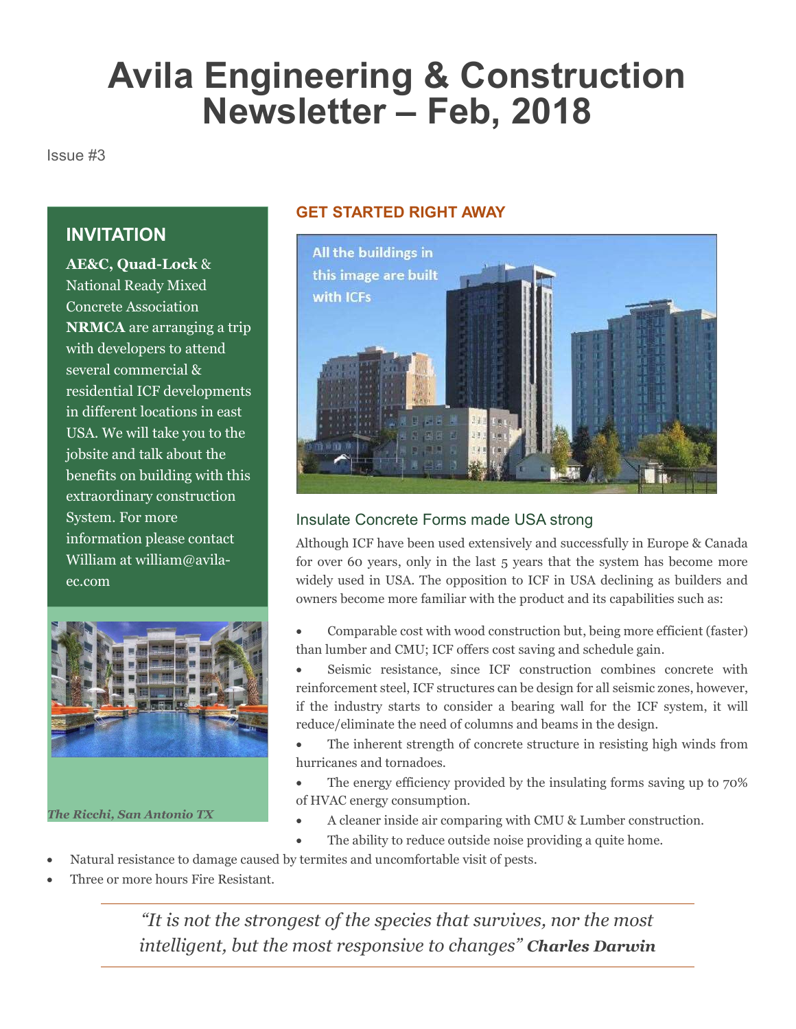# Avila Engineering & Construction Newsletter – Feb, 2018

Issue #3

## INVITATION

**AE&C, Quad-Lock** & National Ready Mixed Concrete Association **NRMCA** are arranging a trip with developers to attend several commercial & residential ICF developments in different locations in east USA. We will take you to the jobsite and talk about the benefits on building with this extraordinary construction System. For more information please contact William at william@avila-ec.com

*The Ricchi, San Antonio TX*

## GET STARTED RIGHT AWAY

All the buildings in this image are built with ICFs

### Insulate Concrete Forms made USA strong

Although ICF have been used extensively and successfully in Europe & Canada for over 60 years, only in the last 5 years that the system has become more widely used in USA. The opposition to ICF in USA declining as builders and owners become more familiar with the product and its capabilities such as:

- Comparable cost with wood construction but, being more efficient (faster) than lumber and CMU; ICF offers cost saving and schedule gain.
- Seismic resistance, since ICF construction combines concrete with reinforcement steel, ICF structures can be design for all seismic zones, however, if the industry starts to consider a bearing wall for the ICF system, it will reduce/eliminate the need of columns and beams in the design.
- The inherent strength of concrete structure in resisting high winds from hurricanes and tornadoes.
- The energy efficiency provided by the insulating forms saving up to 70% of HVAC energy consumption.
- A cleaner inside air comparing with CMU & Lumber construction.
- The ability to reduce outside noise providing a quite home.
- Natural resistance to damage caused by termites and uncomfortable visit of pests.
- Three or more hours Fire Resistant.

---

*"It is not the strongest of the species that survives, nor the most intelligent, but the most responsive to changes"* ***Charles Darwin***

---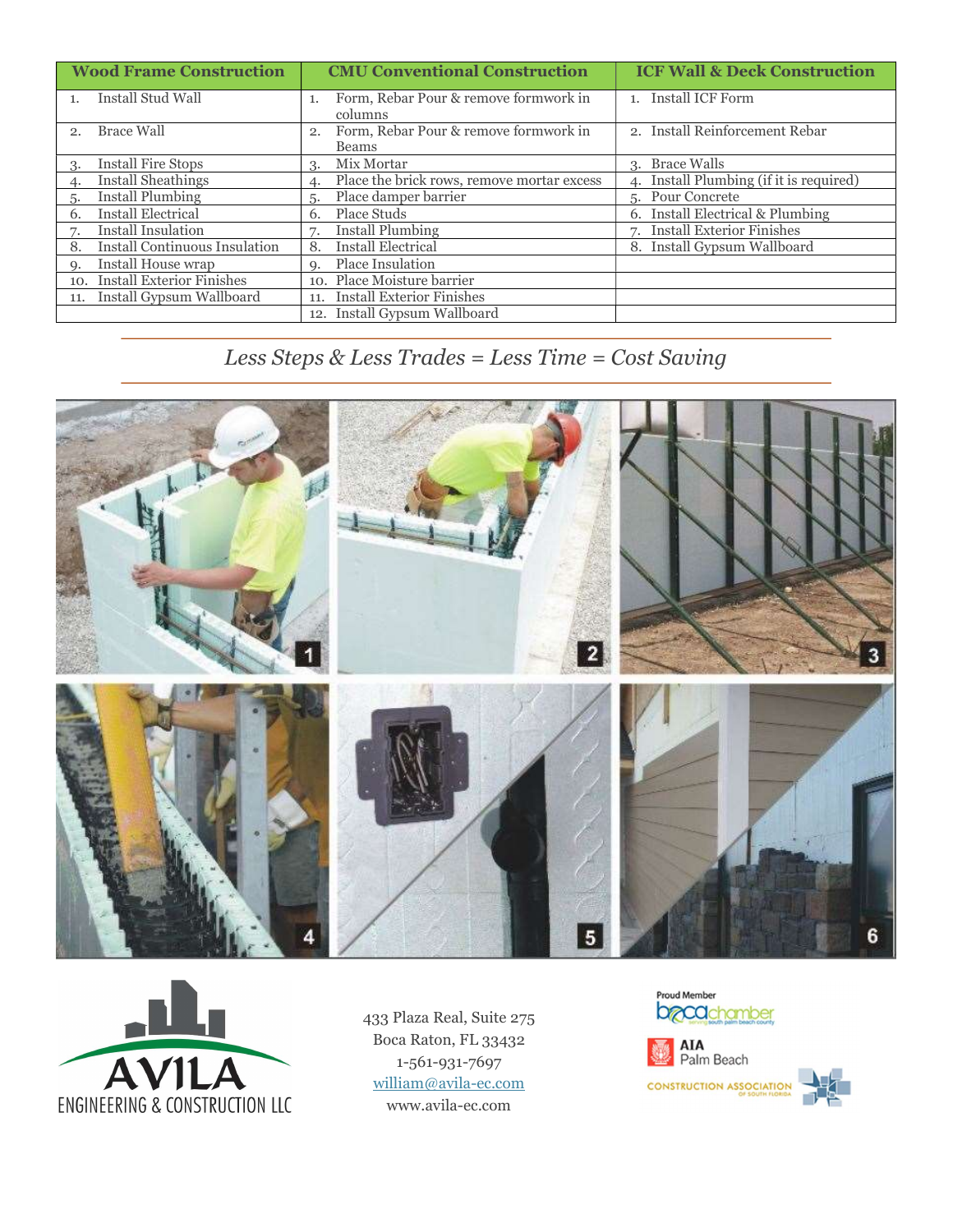| Wood Frame Construction | CMU Conventional Construction | ICF Wall & Deck Construction |
|---|---|---|
| 1. Install Stud Wall | 1. Form, Rebar Pour & remove formwork in columns | 1. Install ICF Form |
| 2. Brace Wall | 2. Form, Rebar Pour & remove formwork in Beams | 2. Install Reinforcement Rebar |
| 3. Install Fire Stops | 3. Mix Mortar | 3. Brace Walls |
| 4. Install Sheathings | 4. Place the brick rows, remove mortar excess | 4. Install Plumbing (if it is required) |
| 5. Install Plumbing | 5. Place damper barrier | 5. Pour Concrete |
| 6. Install Electrical | 6. Place Studs | 6. Install Electrical & Plumbing |
| 7. Install Insulation | 7. Install Plumbing | 7. Install Exterior Finishes |
| 8. Install Continuous Insulation | 8. Install Electrical | 8. Install Gypsum Wallboard |
| 9. Install House wrap | 9. Place Insulation | |
| 10. Install Exterior Finishes | 10. Place Moisture barrier | |
| 11. Install Gypsum Wallboard | 11. Install Exterior Finishes | |
| | 12. Install Gypsum Wallboard | |

*Less Steps & Less Trades = Less Time = Cost Saving*

1 2 3 4 5 6

AVILA ENGINEERING & CONSTRUCTION LLC

433 Plaza Real, Suite 275
Boca Raton, FL 33432
1-561-931-7697
william@avila-ec.com
www.avila-ec.com

Proud Member bocachamber serving south palm beach county

AIA Palm Beach

CONSTRUCTION ASSOCIATION OF SOUTH FLORIDA